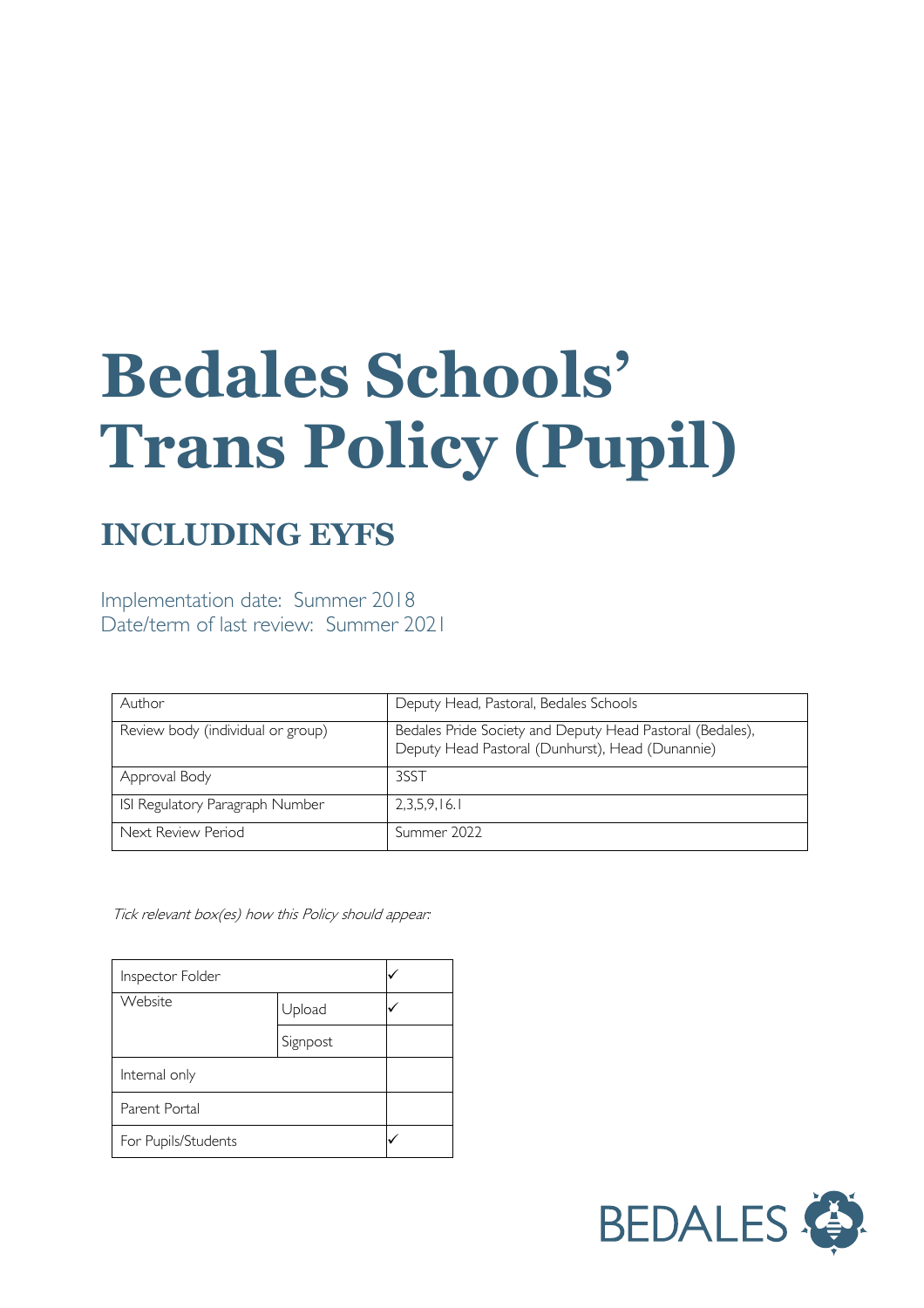# Bedales Schools' Trans Policy (Pupil)

## INCLUDING EYFS

Implementation date: Summer 2018
Date/term of last review: Summer 2021

| Author | Deputy Head, Pastoral, Bedales Schools |
|---|---|
| Review body (individual or group) | Bedales Pride Society and Deputy Head Pastoral (Bedales), Deputy Head Pastoral (Dunhurst), Head (Dunannie) |
| Approval Body | 3SST |
| ISI Regulatory Paragraph Number | 2,3,5,9,16.1 |
| Next Review Period | Summer 2022 |

*Tick relevant box(es) how this Policy should appear:*

| Inspector Folder | | ✓ |
|---|---|---|
| Website | Upload | ✓ |
| | Signpost | |
| Internal only | | |
| Parent Portal | | |
| For Pupils/Students | | ✓ |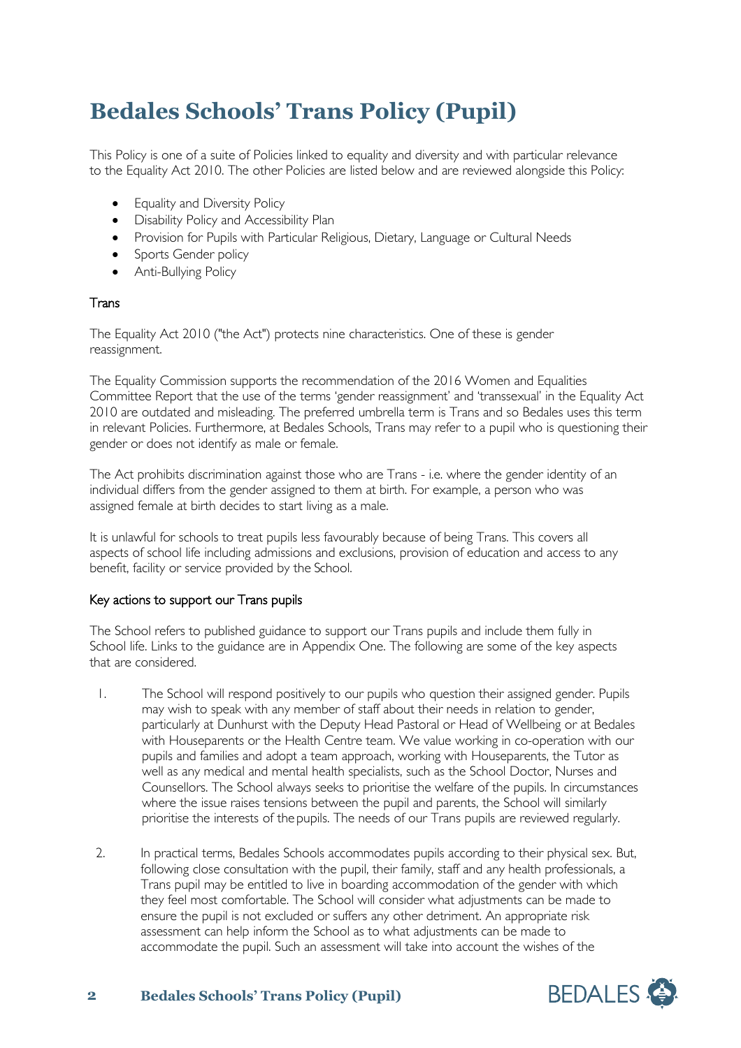# Bedales Schools' Trans Policy (Pupil)

This Policy is one of a suite of Policies linked to equality and diversity and with particular relevance to the Equality Act 2010. The other Policies are listed below and are reviewed alongside this Policy:

- Equality and Diversity Policy
- Disability Policy and Accessibility Plan
- Provision for Pupils with Particular Religious, Dietary, Language or Cultural Needs
- Sports Gender policy
- Anti-Bullying Policy

## Trans

The Equality Act 2010 ("the Act") protects nine characteristics. One of these is gender reassignment.

The Equality Commission supports the recommendation of the 2016 Women and Equalities Committee Report that the use of the terms 'gender reassignment' and 'transsexual' in the Equality Act 2010 are outdated and misleading. The preferred umbrella term is Trans and so Bedales uses this term in relevant Policies. Furthermore, at Bedales Schools, Trans may refer to a pupil who is questioning their gender or does not identify as male or female.

The Act prohibits discrimination against those who are Trans - i.e. where the gender identity of an individual differs from the gender assigned to them at birth. For example, a person who was assigned female at birth decides to start living as a male.

It is unlawful for schools to treat pupils less favourably because of being Trans. This covers all aspects of school life including admissions and exclusions, provision of education and access to any benefit, facility or service provided by the School.

## Key actions to support our Trans pupils

The School refers to published guidance to support our Trans pupils and include them fully in School life. Links to the guidance are in Appendix One. The following are some of the key aspects that are considered.

1. The School will respond positively to our pupils who question their assigned gender. Pupils may wish to speak with any member of staff about their needs in relation to gender, particularly at Dunhurst with the Deputy Head Pastoral or Head of Wellbeing or at Bedales with Houseparents or the Health Centre team. We value working in co-operation with our pupils and families and adopt a team approach, working with Houseparents, the Tutor as well as any medical and mental health specialists, such as the School Doctor, Nurses and Counsellors. The School always seeks to prioritise the welfare of the pupils. In circumstances where the issue raises tensions between the pupil and parents, the School will similarly prioritise the interests of the pupils. The needs of our Trans pupils are reviewed regularly.

2. In practical terms, Bedales Schools accommodates pupils according to their physical sex. But, following close consultation with the pupil, their family, staff and any health professionals, a Trans pupil may be entitled to live in boarding accommodation of the gender with which they feel most comfortable. The School will consider what adjustments can be made to ensure the pupil is not excluded or suffers any other detriment. An appropriate risk assessment can help inform the School as to what adjustments can be made to accommodate the pupil. Such an assessment will take into account the wishes of the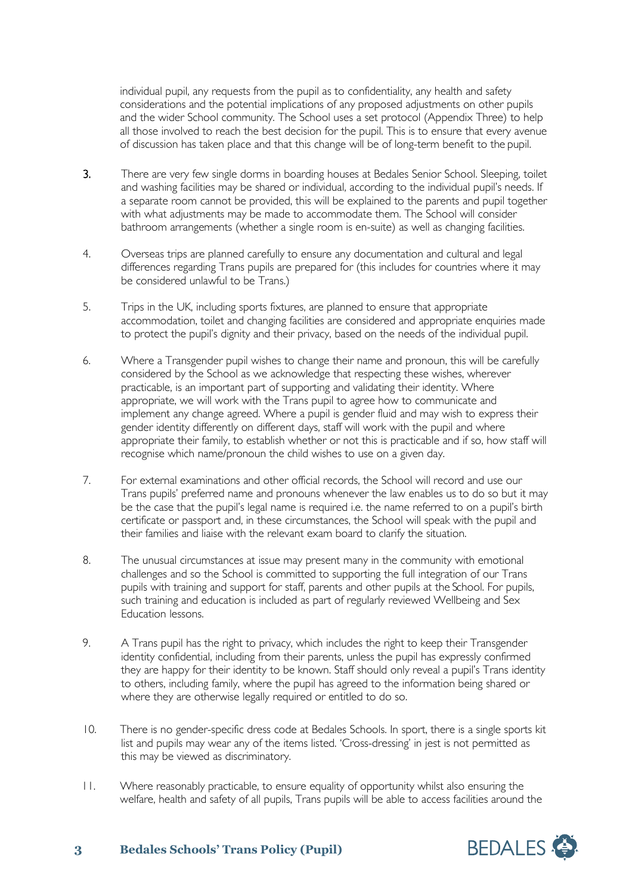individual pupil, any requests from the pupil as to confidentiality, any health and safety considerations and the potential implications of any proposed adjustments on other pupils and the wider School community. The School uses a set protocol (Appendix Three) to help all those involved to reach the best decision for the pupil. This is to ensure that every avenue of discussion has taken place and that this change will be of long-term benefit to the pupil.

3. There are very few single dorms in boarding houses at Bedales Senior School. Sleeping, toilet and washing facilities may be shared or individual, according to the individual pupil's needs. If a separate room cannot be provided, this will be explained to the parents and pupil together with what adjustments may be made to accommodate them. The School will consider bathroom arrangements (whether a single room is en-suite) as well as changing facilities.

4. Overseas trips are planned carefully to ensure any documentation and cultural and legal differences regarding Trans pupils are prepared for (this includes for countries where it may be considered unlawful to be Trans.)

5. Trips in the UK, including sports fixtures, are planned to ensure that appropriate accommodation, toilet and changing facilities are considered and appropriate enquiries made to protect the pupil's dignity and their privacy, based on the needs of the individual pupil.

6. Where a Transgender pupil wishes to change their name and pronoun, this will be carefully considered by the School as we acknowledge that respecting these wishes, wherever practicable, is an important part of supporting and validating their identity. Where appropriate, we will work with the Trans pupil to agree how to communicate and implement any change agreed. Where a pupil is gender fluid and may wish to express their gender identity differently on different days, staff will work with the pupil and where appropriate their family, to establish whether or not this is practicable and if so, how staff will recognise which name/pronoun the child wishes to use on a given day.

7. For external examinations and other official records, the School will record and use our Trans pupils' preferred name and pronouns whenever the law enables us to do so but it may be the case that the pupil's legal name is required i.e. the name referred to on a pupil's birth certificate or passport and, in these circumstances, the School will speak with the pupil and their families and liaise with the relevant exam board to clarify the situation.

8. The unusual circumstances at issue may present many in the community with emotional challenges and so the School is committed to supporting the full integration of our Trans pupils with training and support for staff, parents and other pupils at the School. For pupils, such training and education is included as part of regularly reviewed Wellbeing and Sex Education lessons.

9. A Trans pupil has the right to privacy, which includes the right to keep their Transgender identity confidential, including from their parents, unless the pupil has expressly confirmed they are happy for their identity to be known. Staff should only reveal a pupil's Trans identity to others, including family, where the pupil has agreed to the information being shared or where they are otherwise legally required or entitled to do so.

10. There is no gender-specific dress code at Bedales Schools. In sport, there is a single sports kit list and pupils may wear any of the items listed. 'Cross-dressing' in jest is not permitted as this may be viewed as discriminatory.

11. Where reasonably practicable, to ensure equality of opportunity whilst also ensuring the welfare, health and safety of all pupils, Trans pupils will be able to access facilities around the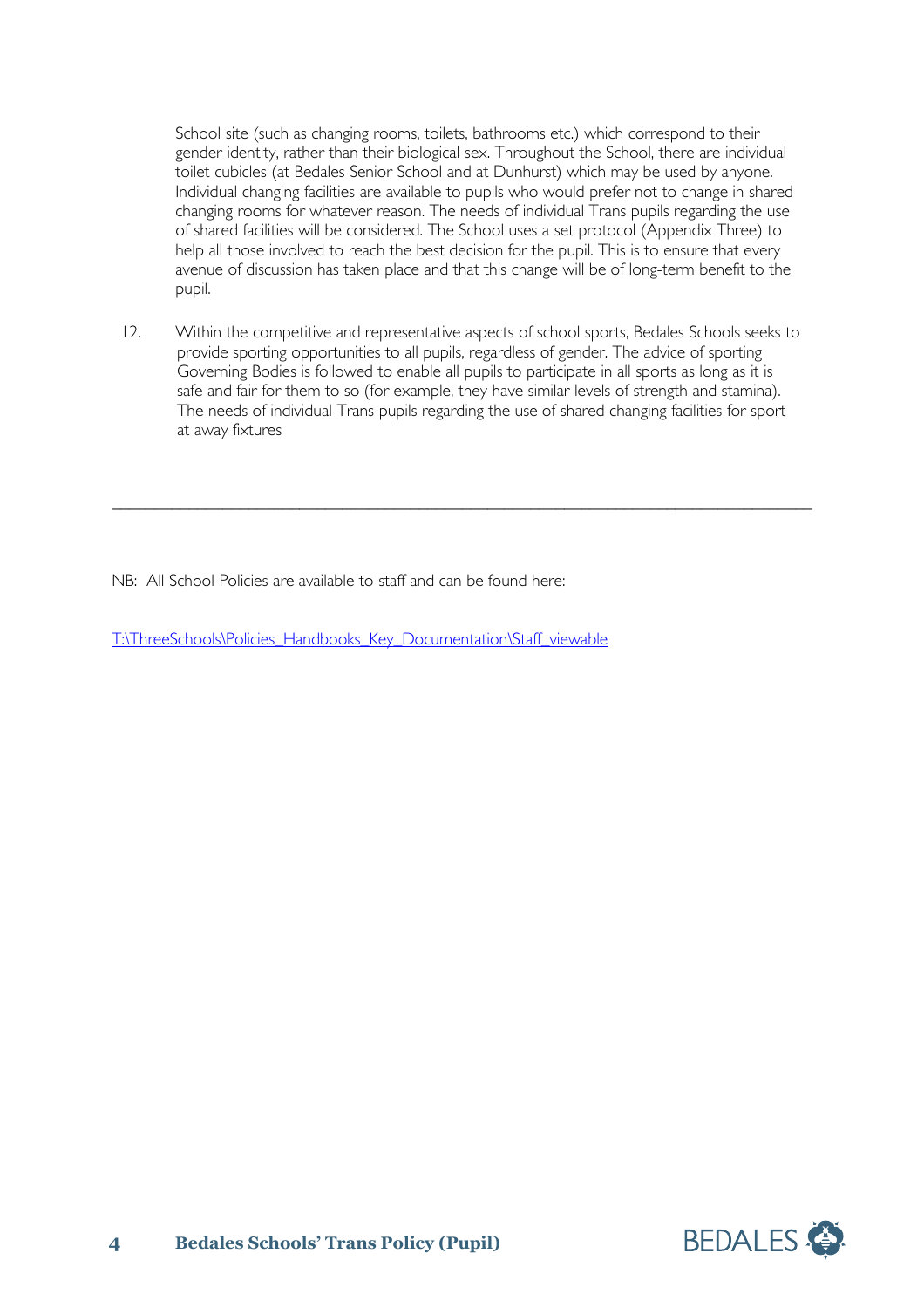School site (such as changing rooms, toilets, bathrooms etc.) which correspond to their gender identity, rather than their biological sex. Throughout the School, there are individual toilet cubicles (at Bedales Senior School and at Dunhurst) which may be used by anyone. Individual changing facilities are available to pupils who would prefer not to change in shared changing rooms for whatever reason. The needs of individual Trans pupils regarding the use of shared facilities will be considered. The School uses a set protocol (Appendix Three) to help all those involved to reach the best decision for the pupil. This is to ensure that every avenue of discussion has taken place and that this change will be of long-term benefit to the pupil.

12. Within the competitive and representative aspects of school sports, Bedales Schools seeks to provide sporting opportunities to all pupils, regardless of gender. The advice of sporting Governing Bodies is followed to enable all pupils to participate in all sports as long as it is safe and fair for them to so (for example, they have similar levels of strength and stamina). The needs of individual Trans pupils regarding the use of shared changing facilities for sport at away fixtures

---

NB: All School Policies are available to staff and can be found here:

T:\ThreeSchools\Policies_Handbooks_Key_Documentation\Staff_viewable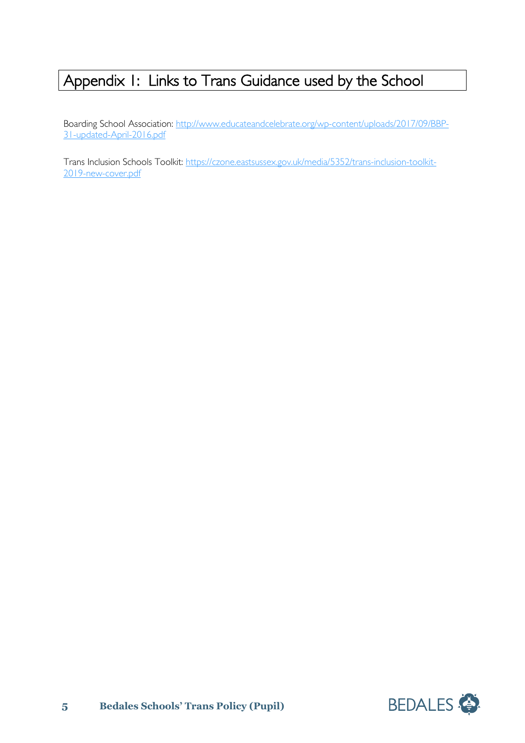# Appendix 1: Links to Trans Guidance used by the School

Boarding School Association: [http://www.educateandcelebrate.org/wp-content/uploads/2017/09/BBP-31-updated-April-2016.pdf](http://www.educateandcelebrate.org/wp-content/uploads/2017/09/BBP-31-updated-April-2016.pdf)

Trans Inclusion Schools Toolkit: [https://czone.eastsussex.gov.uk/media/5352/trans-inclusion-toolkit-2019-new-cover.pdf](https://czone.eastsussex.gov.uk/media/5352/trans-inclusion-toolkit-2019-new-cover.pdf)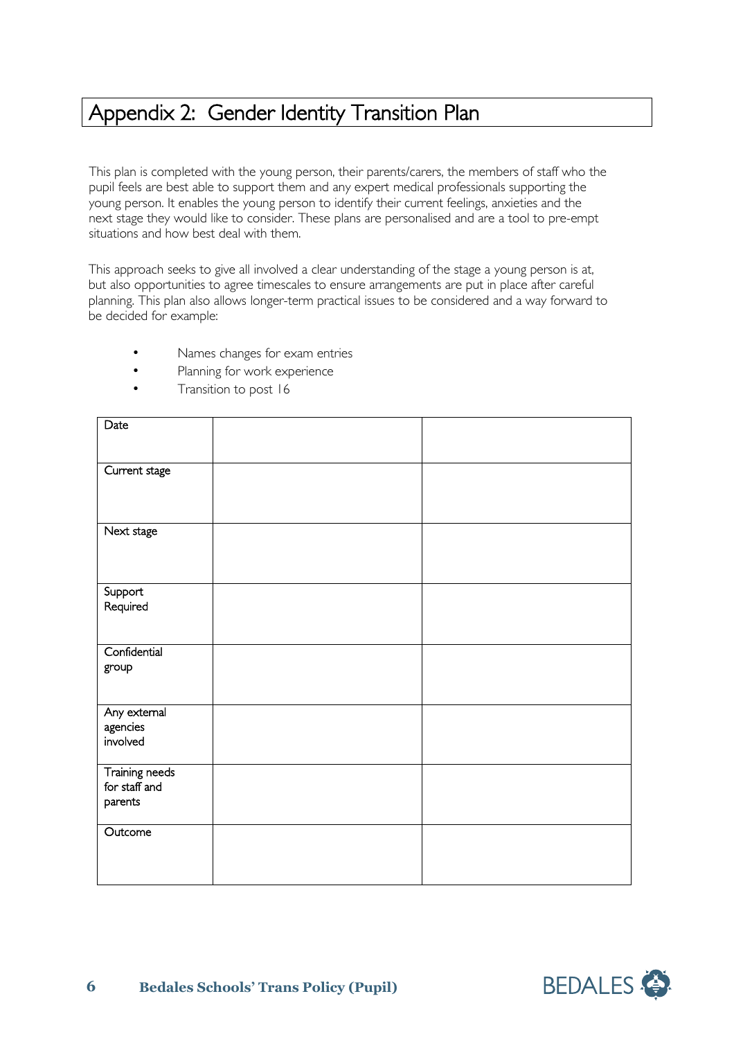# Appendix 2: Gender Identity Transition Plan

This plan is completed with the young person, their parents/carers, the members of staff who the pupil feels are best able to support them and any expert medical professionals supporting the young person. It enables the young person to identify their current feelings, anxieties and the next stage they would like to consider. These plans are personalised and are a tool to pre-empt situations and how best deal with them.

This approach seeks to give all involved a clear understanding of the stage a young person is at, but also opportunities to agree timescales to ensure arrangements are put in place after careful planning. This plan also allows longer-term practical issues to be considered and a way forward to be decided for example:

- Names changes for exam entries
- Planning for work experience
- Transition to post 16

| Date | | |
|---|---|---|
| Current stage | | |
| Next stage | | |
| Support Required | | |
| Confidential group | | |
| Any external agencies involved | | |
| Training needs for staff and parents | | |
| Outcome | | |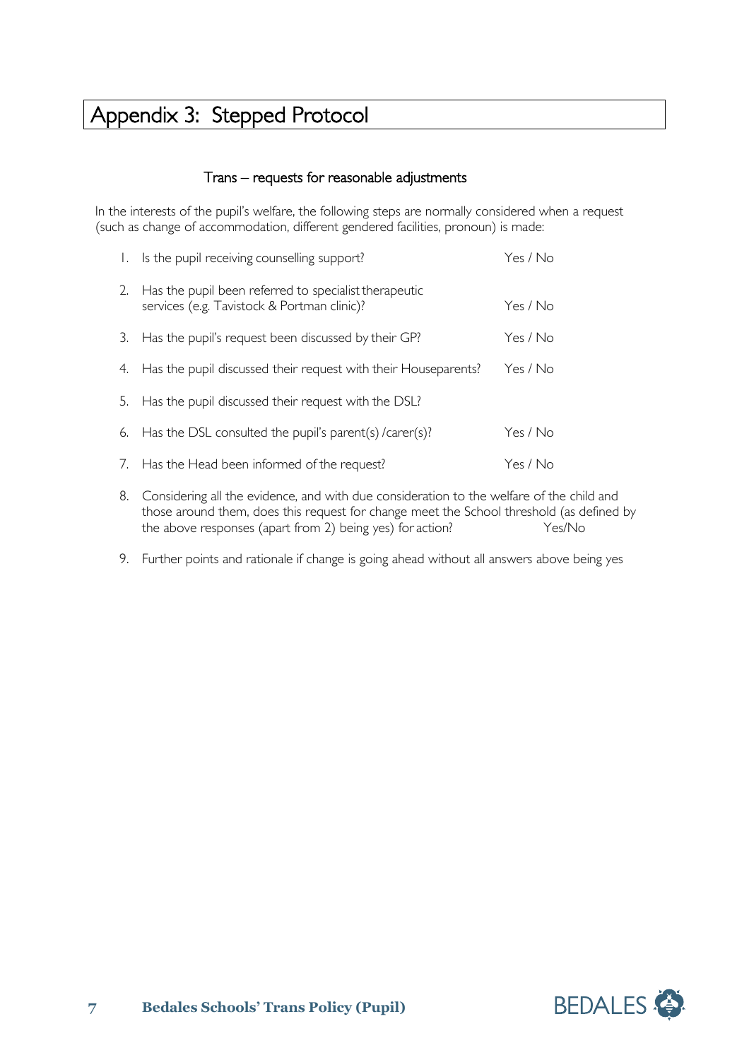# Appendix 3: Stepped Protocol

### Trans – requests for reasonable adjustments

In the interests of the pupil's welfare, the following steps are normally considered when a request (such as change of accommodation, different gendered facilities, pronoun) is made:

1. Is the pupil receiving counselling support? Yes / No
2. Has the pupil been referred to specialist therapeutic services (e.g. Tavistock & Portman clinic)? Yes / No
3. Has the pupil's request been discussed by their GP? Yes / No
4. Has the pupil discussed their request with their Houseparents? Yes / No
5. Has the pupil discussed their request with the DSL?
6. Has the DSL consulted the pupil's parent(s) /carer(s)? Yes / No
7. Has the Head been informed of the request? Yes / No
8. Considering all the evidence, and with due consideration to the welfare of the child and those around them, does this request for change meet the School threshold (as defined by the above responses (apart from 2) being yes) for action? Yes/No
9. Further points and rationale if change is going ahead without all answers above being yes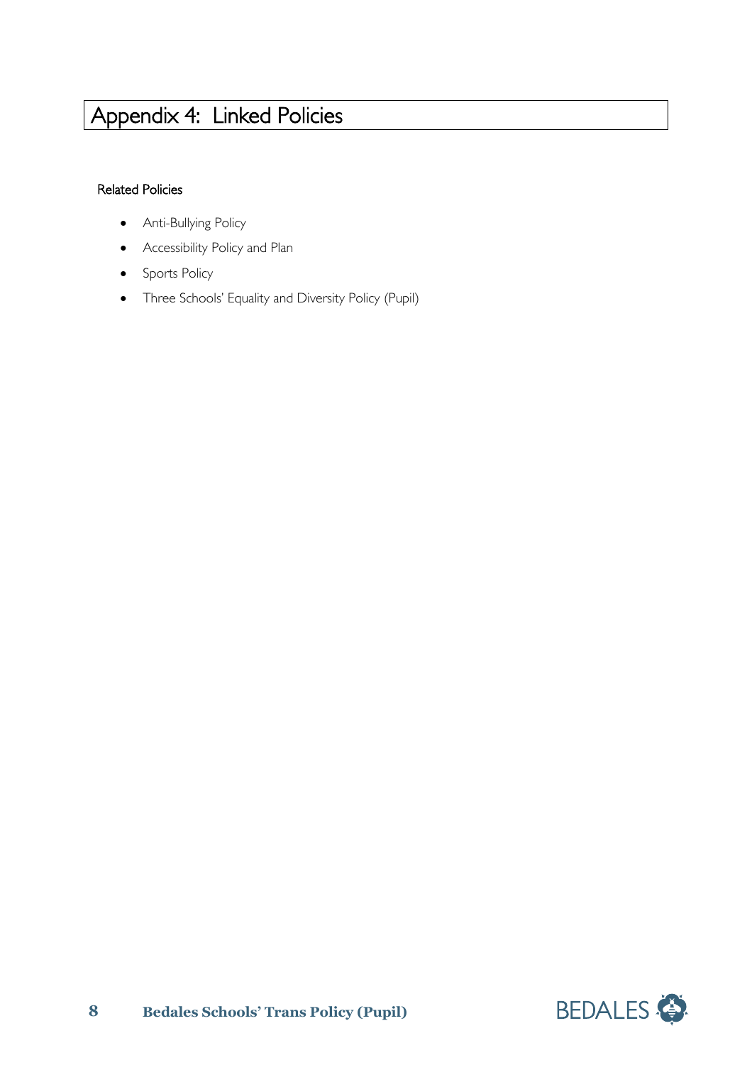# Appendix 4: Linked Policies

Related Policies

- Anti-Bullying Policy
- Accessibility Policy and Plan
- Sports Policy
- Three Schools' Equality and Diversity Policy (Pupil)